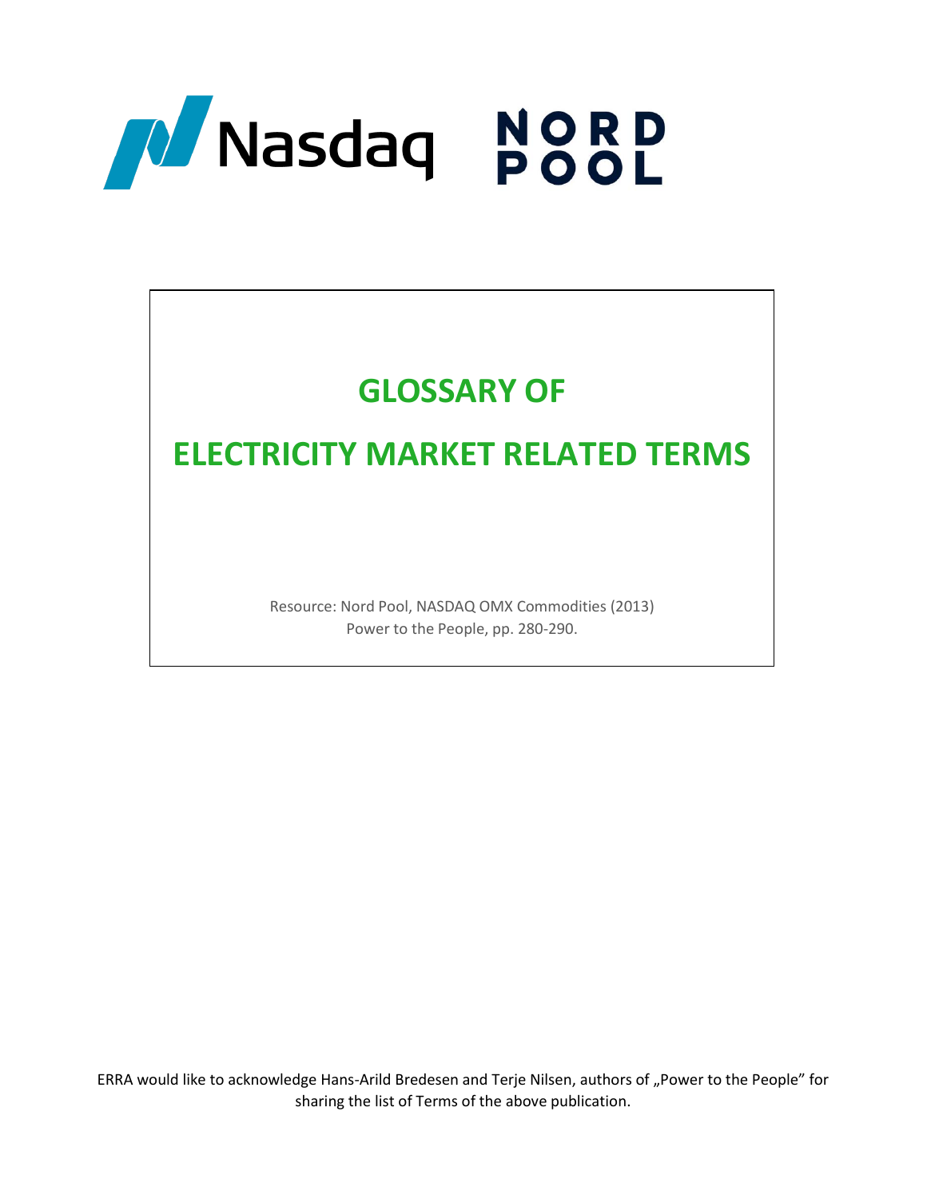Nasdaq NORD POOL

# GLOSSARY OF

# ELECTRICITY MARKET RELATED TERMS

Resource: Nord Pool, NASDAQ OMX Commodities (2013)
Power to the People, pp. 280-290.

ERRA would like to acknowledge Hans-Arild Bredesen and Terje Nilsen, authors of „Power to the People" for sharing the list of Terms of the above publication.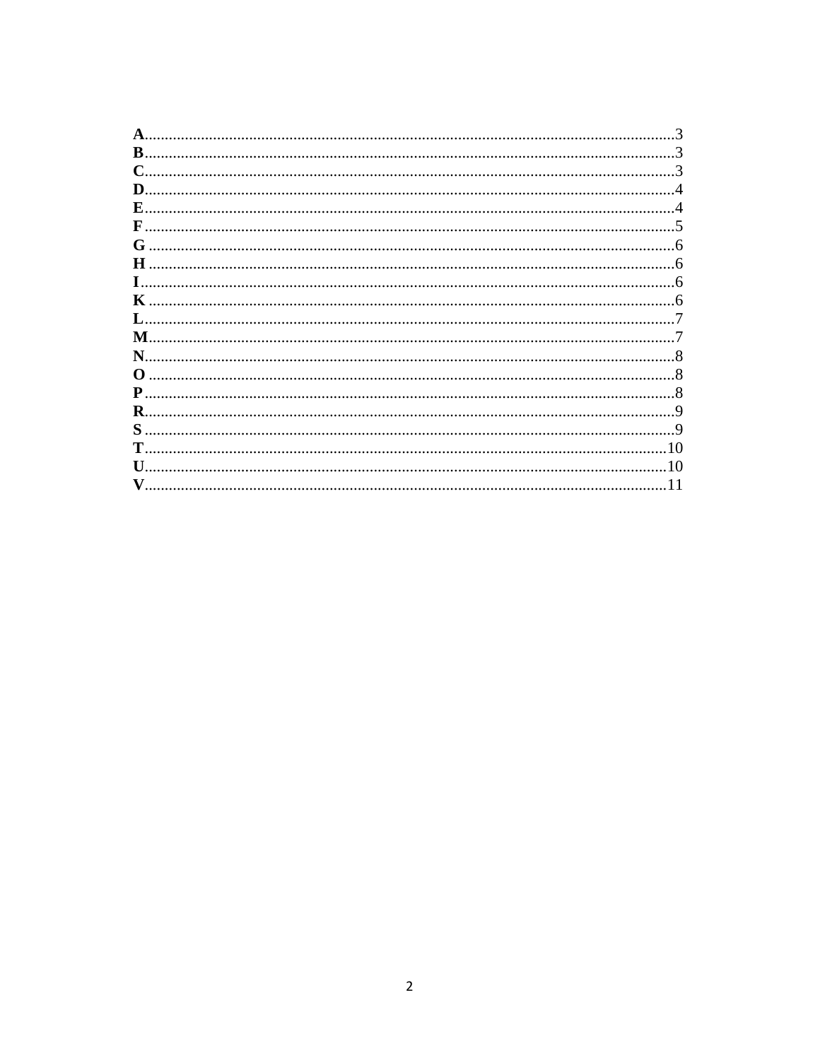**A**....................................................................................................................................3
**B**....................................................................................................................................3
**C**....................................................................................................................................3
**D**....................................................................................................................................4
**E**....................................................................................................................................4
**F** ....................................................................................................................................5
**G** ...................................................................................................................................6
**H** ...................................................................................................................................6
**I** .....................................................................................................................................6
**K** ...................................................................................................................................6
**L**.....................................................................................................................................7
**M**...................................................................................................................................7
**N**....................................................................................................................................8
**O** ...................................................................................................................................8
**P** ....................................................................................................................................8
**R**....................................................................................................................................9
**S** ....................................................................................................................................9
**T**..................................................................................................................................10
**U**..................................................................................................................................10
**V**..................................................................................................................................11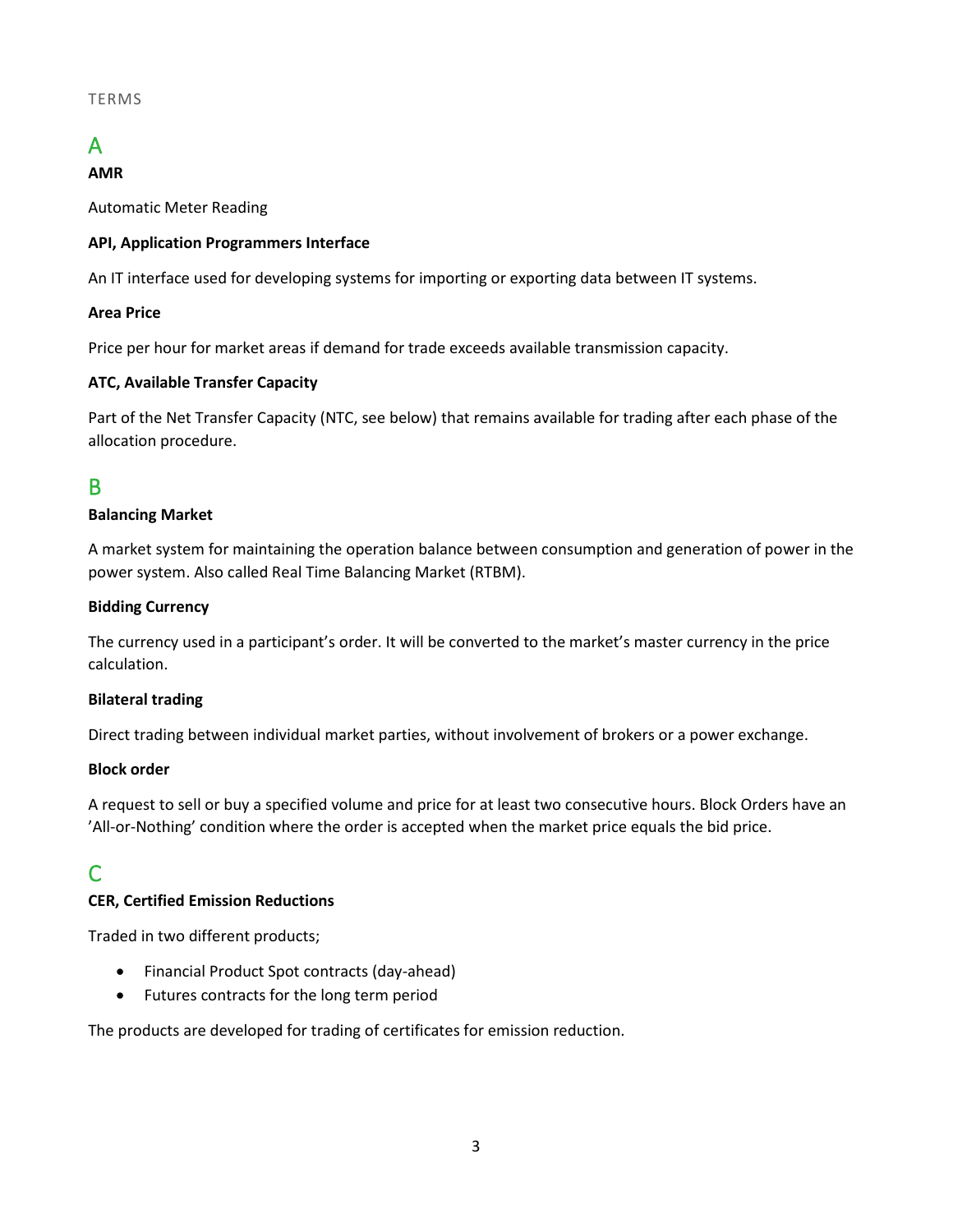TERMS

## A

**AMR**

Automatic Meter Reading

**API, Application Programmers Interface**

An IT interface used for developing systems for importing or exporting data between IT systems.

**Area Price**

Price per hour for market areas if demand for trade exceeds available transmission capacity.

**ATC, Available Transfer Capacity**

Part of the Net Transfer Capacity (NTC, see below) that remains available for trading after each phase of the allocation procedure.

## B

**Balancing Market**

A market system for maintaining the operation balance between consumption and generation of power in the power system. Also called Real Time Balancing Market (RTBM).

**Bidding Currency**

The currency used in a participant's order. It will be converted to the market's master currency in the price calculation.

**Bilateral trading**

Direct trading between individual market parties, without involvement of brokers or a power exchange.

**Block order**

A request to sell or buy a specified volume and price for at least two consecutive hours. Block Orders have an 'All-or-Nothing' condition where the order is accepted when the market price equals the bid price.

## C

**CER, Certified Emission Reductions**

Traded in two different products;

- Financial Product Spot contracts (day-ahead)
- Futures contracts for the long term period

The products are developed for trading of certificates for emission reduction.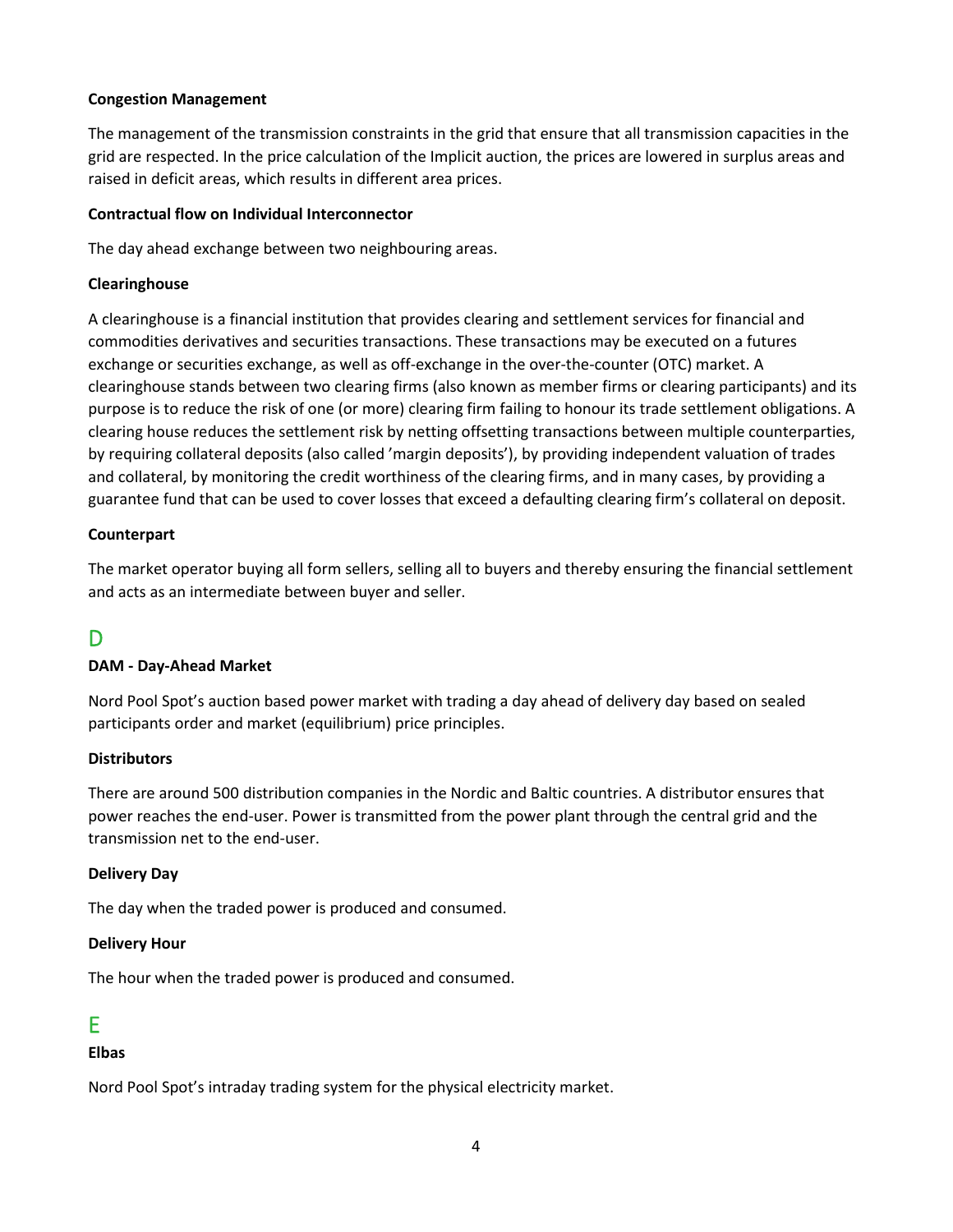**Congestion Management**

The management of the transmission constraints in the grid that ensure that all transmission capacities in the grid are respected. In the price calculation of the Implicit auction, the prices are lowered in surplus areas and raised in deficit areas, which results in different area prices.

**Contractual flow on Individual Interconnector**

The day ahead exchange between two neighbouring areas.

**Clearinghouse**

A clearinghouse is a financial institution that provides clearing and settlement services for financial and commodities derivatives and securities transactions. These transactions may be executed on a futures exchange or securities exchange, as well as off-exchange in the over-the-counter (OTC) market. A clearinghouse stands between two clearing firms (also known as member firms or clearing participants) and its purpose is to reduce the risk of one (or more) clearing firm failing to honour its trade settlement obligations. A clearing house reduces the settlement risk by netting offsetting transactions between multiple counterparties, by requiring collateral deposits (also called 'margin deposits'), by providing independent valuation of trades and collateral, by monitoring the credit worthiness of the clearing firms, and in many cases, by providing a guarantee fund that can be used to cover losses that exceed a defaulting clearing firm's collateral on deposit.

**Counterpart**

The market operator buying all form sellers, selling all to buyers and thereby ensuring the financial settlement and acts as an intermediate between buyer and seller.

## D

**DAM - Day-Ahead Market**

Nord Pool Spot's auction based power market with trading a day ahead of delivery day based on sealed participants order and market (equilibrium) price principles.

**Distributors**

There are around 500 distribution companies in the Nordic and Baltic countries. A distributor ensures that power reaches the end-user. Power is transmitted from the power plant through the central grid and the transmission net to the end-user.

**Delivery Day**

The day when the traded power is produced and consumed.

**Delivery Hour**

The hour when the traded power is produced and consumed.

## E

**Elbas**

Nord Pool Spot's intraday trading system for the physical electricity market.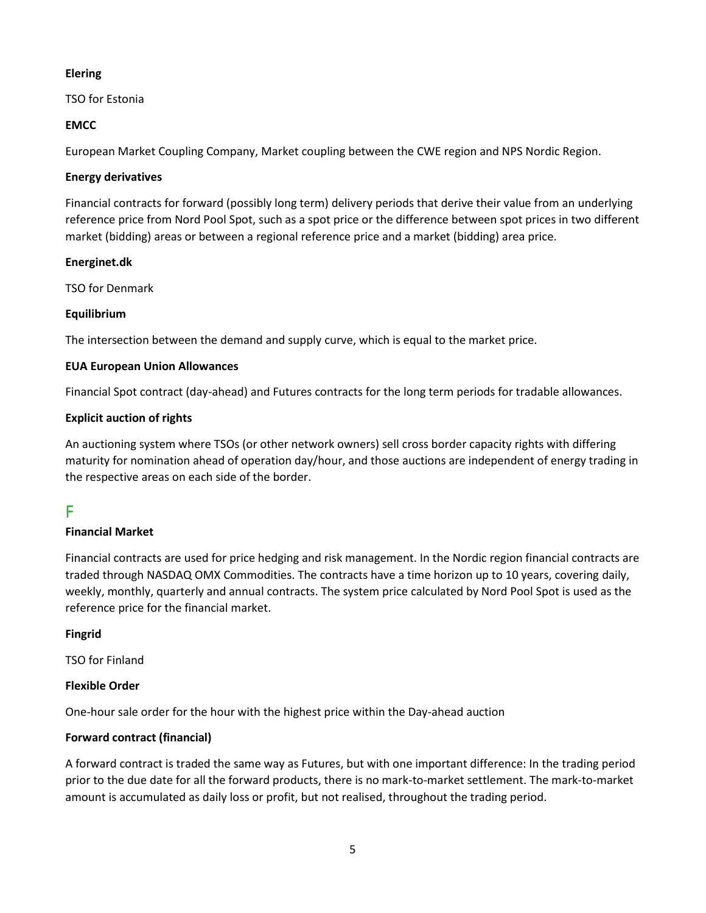**Elering**

TSO for Estonia

**EMCC**

European Market Coupling Company, Market coupling between the CWE region and NPS Nordic Region.

**Energy derivatives**

Financial contracts for forward (possibly long term) delivery periods that derive their value from an underlying reference price from Nord Pool Spot, such as a spot price or the difference between spot prices in two different market (bidding) areas or between a regional reference price and a market (bidding) area price.

**Energinet.dk**

TSO for Denmark

**Equilibrium**

The intersection between the demand and supply curve, which is equal to the market price.

**EUA European Union Allowances**

Financial Spot contract (day-ahead) and Futures contracts for the long term periods for tradable allowances.

**Explicit auction of rights**

An auctioning system where TSOs (or other network owners) sell cross border capacity rights with differing maturity for nomination ahead of operation day/hour, and those auctions are independent of energy trading in the respective areas on each side of the border.

## F

**Financial Market**

Financial contracts are used for price hedging and risk management. In the Nordic region financial contracts are traded through NASDAQ OMX Commodities. The contracts have a time horizon up to 10 years, covering daily, weekly, monthly, quarterly and annual contracts. The system price calculated by Nord Pool Spot is used as the reference price for the financial market.

**Fingrid**

TSO for Finland

**Flexible Order**

One-hour sale order for the hour with the highest price within the Day-ahead auction

**Forward contract (financial)**

A forward contract is traded the same way as Futures, but with one important difference: In the trading period prior to the due date for all the forward products, there is no mark-to-market settlement. The mark-to-market amount is accumulated as daily loss or profit, but not realised, throughout the trading period.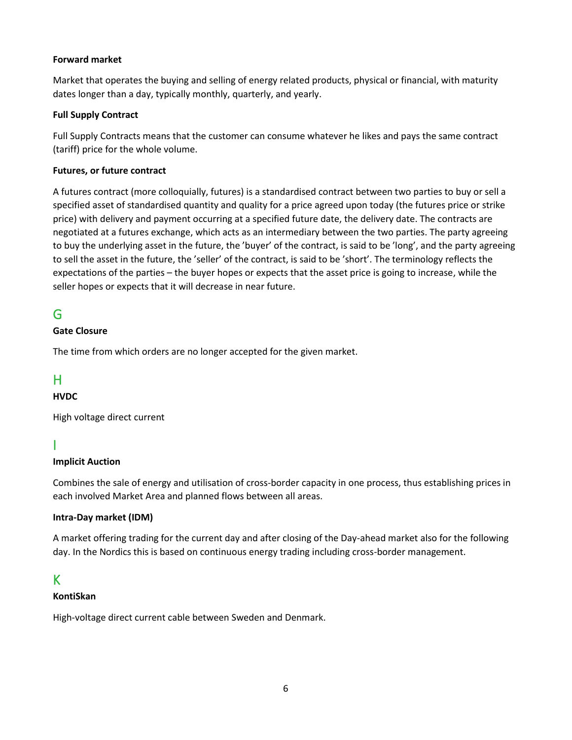**Forward market**

Market that operates the buying and selling of energy related products, physical or financial, with maturity dates longer than a day, typically monthly, quarterly, and yearly.

**Full Supply Contract**

Full Supply Contracts means that the customer can consume whatever he likes and pays the same contract (tariff) price for the whole volume.

**Futures, or future contract**

A futures contract (more colloquially, futures) is a standardised contract between two parties to buy or sell a specified asset of standardised quantity and quality for a price agreed upon today (the futures price or strike price) with delivery and payment occurring at a specified future date, the delivery date. The contracts are negotiated at a futures exchange, which acts as an intermediary between the two parties. The party agreeing to buy the underlying asset in the future, the 'buyer' of the contract, is said to be 'long', and the party agreeing to sell the asset in the future, the 'seller' of the contract, is said to be 'short'. The terminology reflects the expectations of the parties – the buyer hopes or expects that the asset price is going to increase, while the seller hopes or expects that it will decrease in near future.

## G

**Gate Closure**

The time from which orders are no longer accepted for the given market.

## H

**HVDC**

High voltage direct current

## I

**Implicit Auction**

Combines the sale of energy and utilisation of cross-border capacity in one process, thus establishing prices in each involved Market Area and planned flows between all areas.

**Intra-Day market (IDM)**

A market offering trading for the current day and after closing of the Day-ahead market also for the following day. In the Nordics this is based on continuous energy trading including cross-border management.

## K

**KontiSkan**

High-voltage direct current cable between Sweden and Denmark.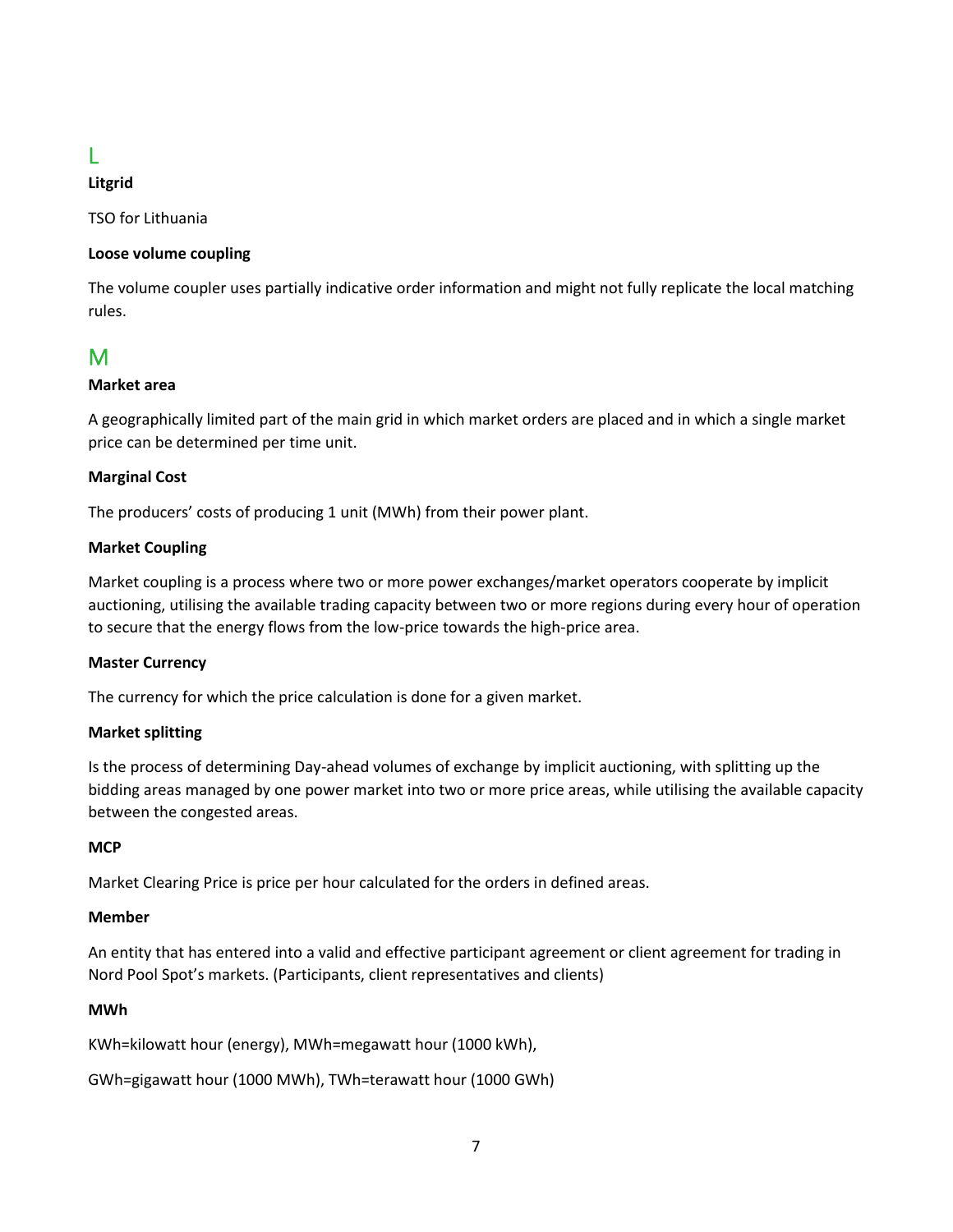## L

**Litgrid**

TSO for Lithuania

**Loose volume coupling**

The volume coupler uses partially indicative order information and might not fully replicate the local matching rules.

## M

**Market area**

A geographically limited part of the main grid in which market orders are placed and in which a single market price can be determined per time unit.

**Marginal Cost**

The producers' costs of producing 1 unit (MWh) from their power plant.

**Market Coupling**

Market coupling is a process where two or more power exchanges/market operators cooperate by implicit auctioning, utilising the available trading capacity between two or more regions during every hour of operation to secure that the energy flows from the low-price towards the high-price area.

**Master Currency**

The currency for which the price calculation is done for a given market.

**Market splitting**

Is the process of determining Day-ahead volumes of exchange by implicit auctioning, with splitting up the bidding areas managed by one power market into two or more price areas, while utilising the available capacity between the congested areas.

**MCP**

Market Clearing Price is price per hour calculated for the orders in defined areas.

**Member**

An entity that has entered into a valid and effective participant agreement or client agreement for trading in Nord Pool Spot's markets. (Participants, client representatives and clients)

**MWh**

KWh=kilowatt hour (energy), MWh=megawatt hour (1000 kWh),

GWh=gigawatt hour (1000 MWh), TWh=terawatt hour (1000 GWh)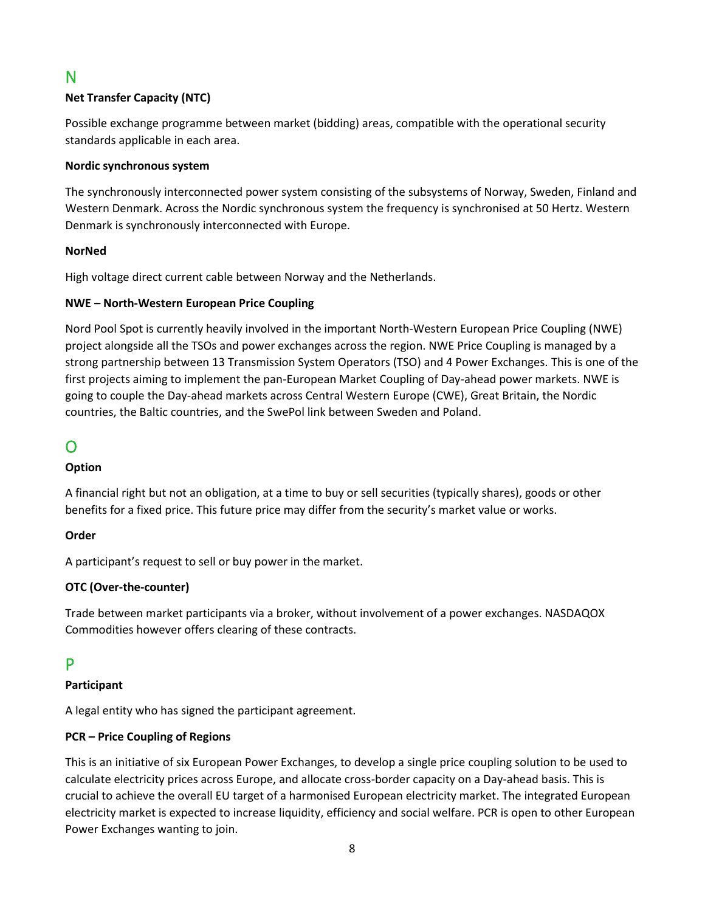## N

**Net Transfer Capacity (NTC)**

Possible exchange programme between market (bidding) areas, compatible with the operational security standards applicable in each area.

**Nordic synchronous system**

The synchronously interconnected power system consisting of the subsystems of Norway, Sweden, Finland and Western Denmark. Across the Nordic synchronous system the frequency is synchronised at 50 Hertz. Western Denmark is synchronously interconnected with Europe.

**NorNed**

High voltage direct current cable between Norway and the Netherlands.

**NWE – North-Western European Price Coupling**

Nord Pool Spot is currently heavily involved in the important North-Western European Price Coupling (NWE) project alongside all the TSOs and power exchanges across the region. NWE Price Coupling is managed by a strong partnership between 13 Transmission System Operators (TSO) and 4 Power Exchanges. This is one of the first projects aiming to implement the pan-European Market Coupling of Day-ahead power markets. NWE is going to couple the Day-ahead markets across Central Western Europe (CWE), Great Britain, the Nordic countries, the Baltic countries, and the SwePol link between Sweden and Poland.

## O

**Option**

A financial right but not an obligation, at a time to buy or sell securities (typically shares), goods or other benefits for a fixed price. This future price may differ from the security's market value or works.

**Order**

A participant's request to sell or buy power in the market.

**OTC (Over-the-counter)**

Trade between market participants via a broker, without involvement of a power exchanges. NASDAQOX Commodities however offers clearing of these contracts.

## P

**Participant**

A legal entity who has signed the participant agreement.

**PCR – Price Coupling of Regions**

This is an initiative of six European Power Exchanges, to develop a single price coupling solution to be used to calculate electricity prices across Europe, and allocate cross-border capacity on a Day-ahead basis. This is crucial to achieve the overall EU target of a harmonised European electricity market. The integrated European electricity market is expected to increase liquidity, efficiency and social welfare. PCR is open to other European Power Exchanges wanting to join.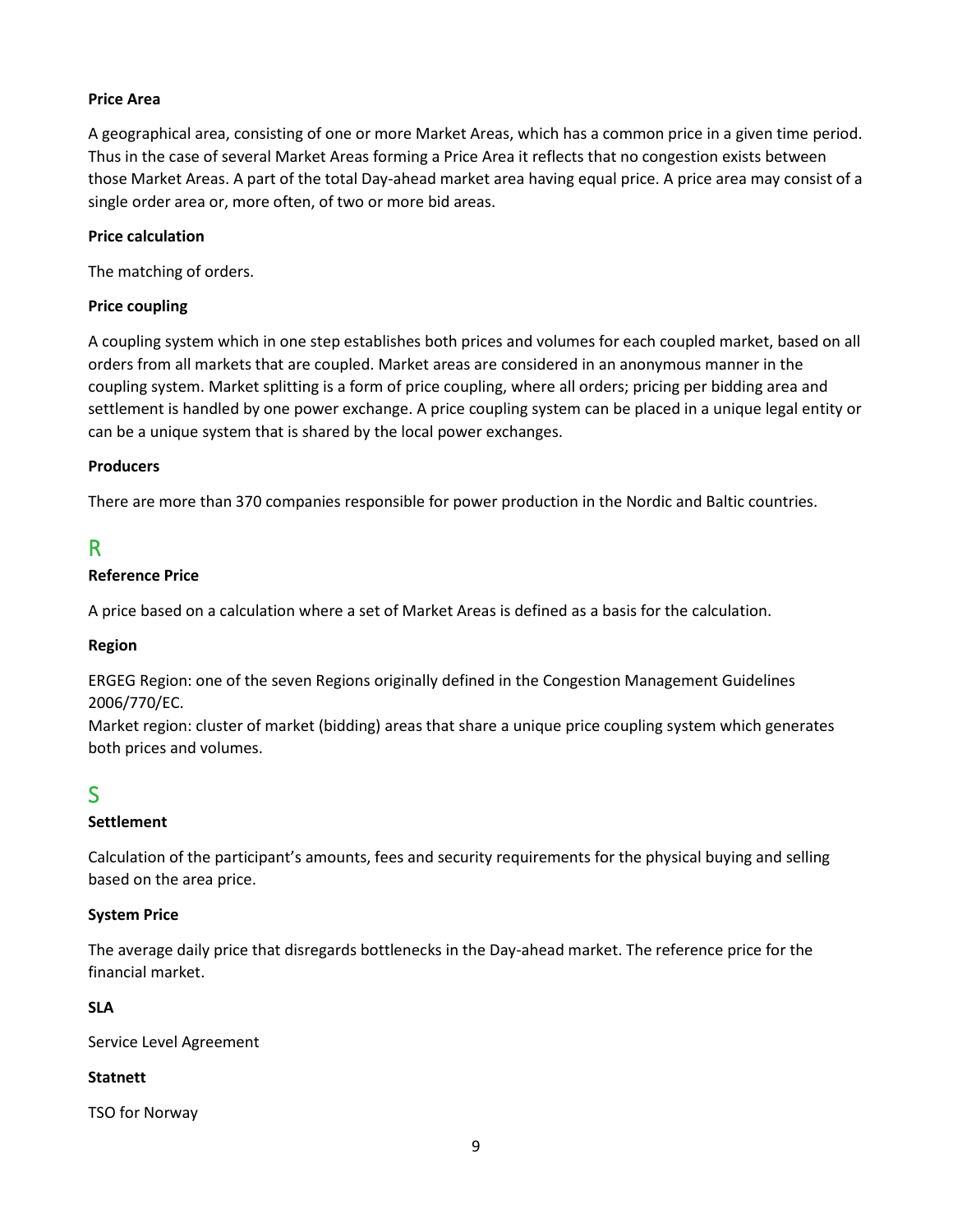**Price Area**

A geographical area, consisting of one or more Market Areas, which has a common price in a given time period. Thus in the case of several Market Areas forming a Price Area it reflects that no congestion exists between those Market Areas. A part of the total Day-ahead market area having equal price. A price area may consist of a single order area or, more often, of two or more bid areas.

**Price calculation**

The matching of orders.

**Price coupling**

A coupling system which in one step establishes both prices and volumes for each coupled market, based on all orders from all markets that are coupled. Market areas are considered in an anonymous manner in the coupling system. Market splitting is a form of price coupling, where all orders; pricing per bidding area and settlement is handled by one power exchange. A price coupling system can be placed in a unique legal entity or can be a unique system that is shared by the local power exchanges.

**Producers**

There are more than 370 companies responsible for power production in the Nordic and Baltic countries.

## R

**Reference Price**

A price based on a calculation where a set of Market Areas is defined as a basis for the calculation.

**Region**

ERGEG Region: one of the seven Regions originally defined in the Congestion Management Guidelines 2006/770/EC.
Market region: cluster of market (bidding) areas that share a unique price coupling system which generates both prices and volumes.

## S

**Settlement**

Calculation of the participant's amounts, fees and security requirements for the physical buying and selling based on the area price.

**System Price**

The average daily price that disregards bottlenecks in the Day-ahead market. The reference price for the financial market.

**SLA**

Service Level Agreement

**Statnett**

TSO for Norway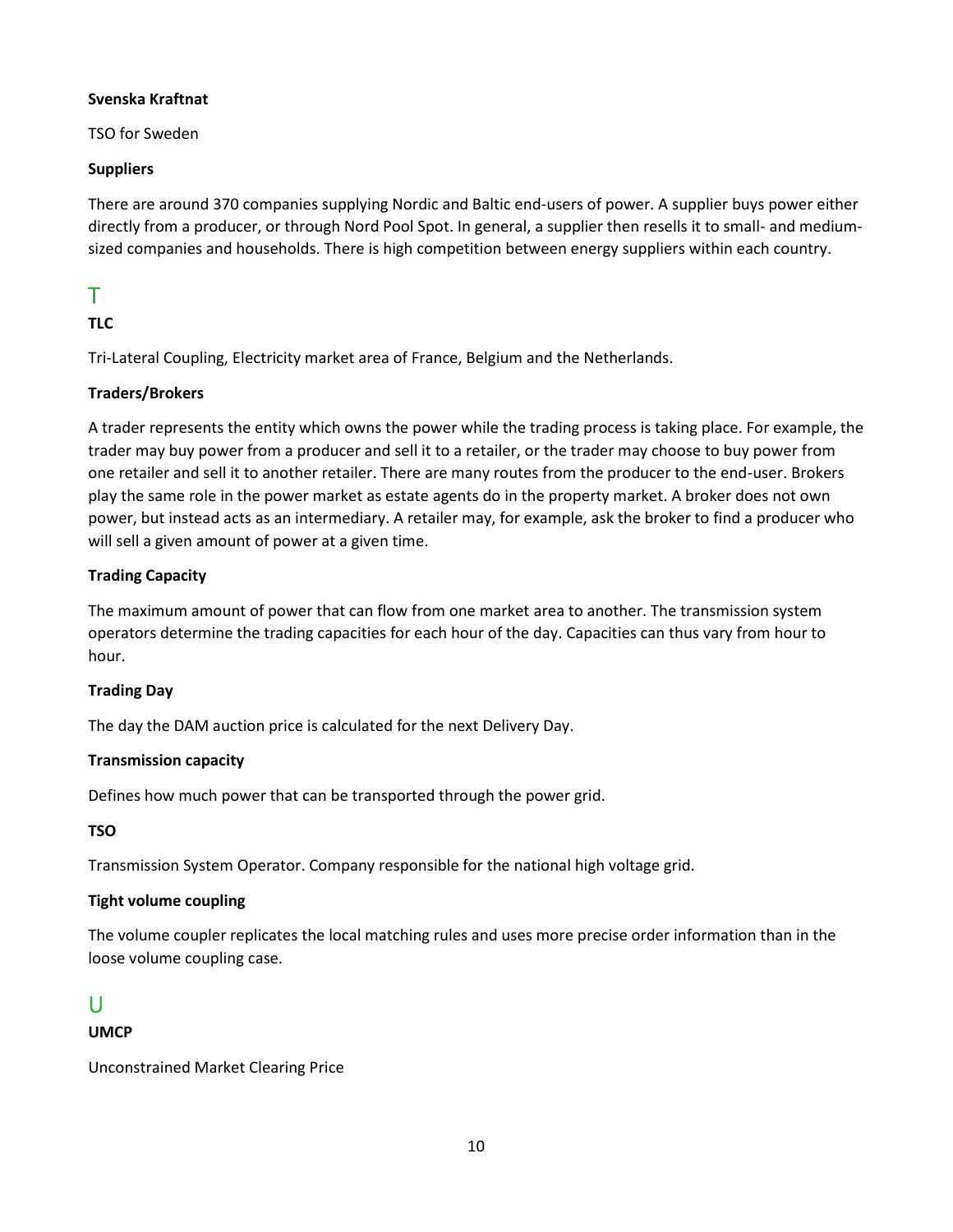**Svenska Kraftnat**

TSO for Sweden

**Suppliers**

There are around 370 companies supplying Nordic and Baltic end-users of power. A supplier buys power either directly from a producer, or through Nord Pool Spot. In general, a supplier then resells it to small- and medium-sized companies and households. There is high competition between energy suppliers within each country.

## T

**TLC**

Tri-Lateral Coupling, Electricity market area of France, Belgium and the Netherlands.

**Traders/Brokers**

A trader represents the entity which owns the power while the trading process is taking place. For example, the trader may buy power from a producer and sell it to a retailer, or the trader may choose to buy power from one retailer and sell it to another retailer. There are many routes from the producer to the end-user. Brokers play the same role in the power market as estate agents do in the property market. A broker does not own power, but instead acts as an intermediary. A retailer may, for example, ask the broker to find a producer who will sell a given amount of power at a given time.

**Trading Capacity**

The maximum amount of power that can flow from one market area to another. The transmission system operators determine the trading capacities for each hour of the day. Capacities can thus vary from hour to hour.

**Trading Day**

The day the DAM auction price is calculated for the next Delivery Day.

**Transmission capacity**

Defines how much power that can be transported through the power grid.

**TSO**

Transmission System Operator. Company responsible for the national high voltage grid.

**Tight volume coupling**

The volume coupler replicates the local matching rules and uses more precise order information than in the loose volume coupling case.

## U

**UMCP**

Unconstrained Market Clearing Price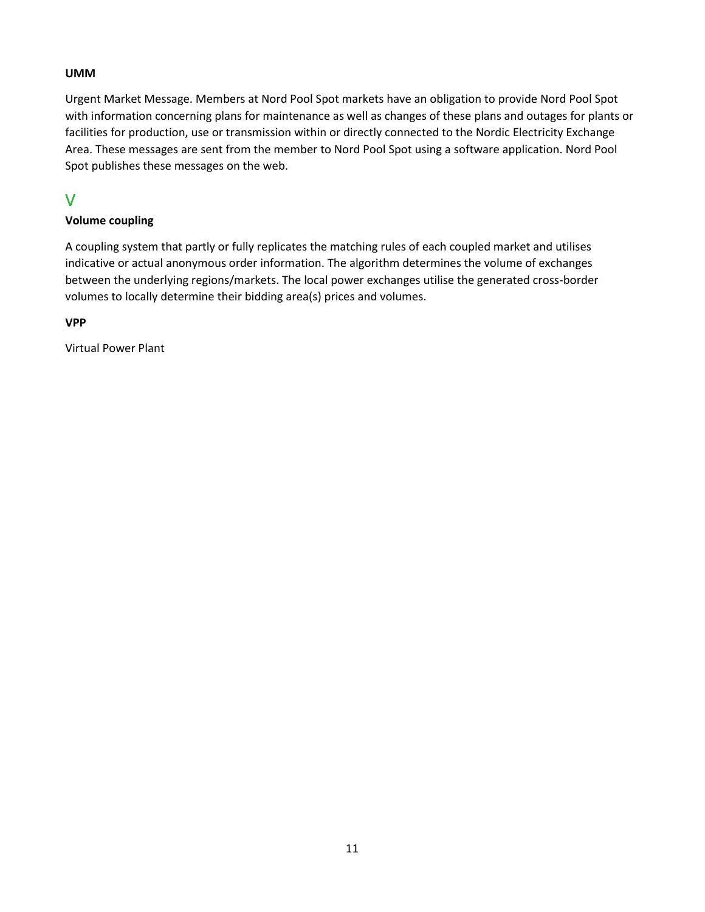**UMM**

Urgent Market Message. Members at Nord Pool Spot markets have an obligation to provide Nord Pool Spot with information concerning plans for maintenance as well as changes of these plans and outages for plants or facilities for production, use or transmission within or directly connected to the Nordic Electricity Exchange Area. These messages are sent from the member to Nord Pool Spot using a software application. Nord Pool Spot publishes these messages on the web.

## V

**Volume coupling**

A coupling system that partly or fully replicates the matching rules of each coupled market and utilises indicative or actual anonymous order information. The algorithm determines the volume of exchanges between the underlying regions/markets. The local power exchanges utilise the generated cross-border volumes to locally determine their bidding area(s) prices and volumes.

**VPP**

Virtual Power Plant